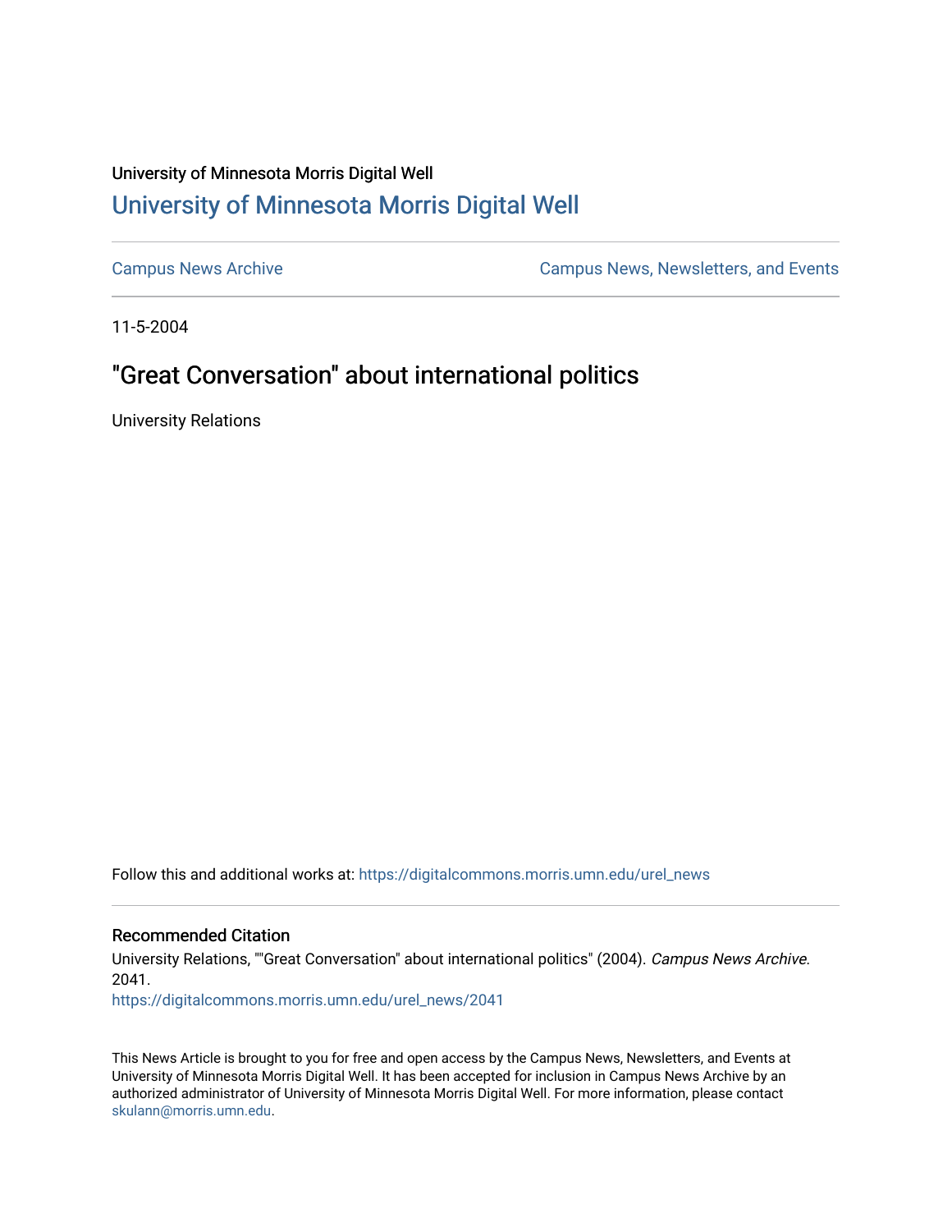University of Minnesota Morris Digital Well

# University of Minnesota Morris Digital Well

Campus News Archive

Campus News, Newsletters, and Events

11-5-2004

## "Great Conversation" about international politics

University Relations

Follow this and additional works at: https://digitalcommons.morris.umn.edu/urel_news

### Recommended Citation

University Relations, ""Great Conversation" about international politics" (2004). *Campus News Archive*. 2041.
https://digitalcommons.morris.umn.edu/urel_news/2041

This News Article is brought to you for free and open access by the Campus News, Newsletters, and Events at University of Minnesota Morris Digital Well. It has been accepted for inclusion in Campus News Archive by an authorized administrator of University of Minnesota Morris Digital Well. For more information, please contact skulann@morris.umn.edu.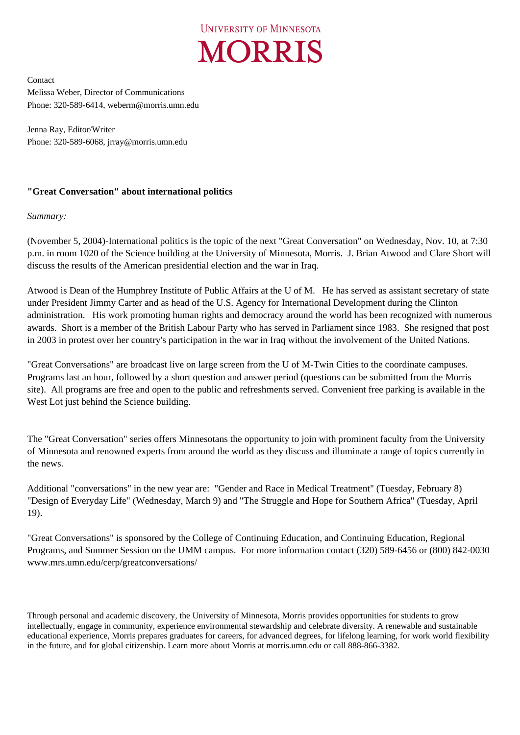UNIVERSITY OF MINNESOTA
MORRIS

Contact
Melissa Weber, Director of Communications
Phone: 320-589-6414, weberm@morris.umn.edu

Jenna Ray, Editor/Writer
Phone: 320-589-6068, jrray@morris.umn.edu

**"Great Conversation" about international politics**

*Summary:*

(November 5, 2004)-International politics is the topic of the next "Great Conversation" on Wednesday, Nov. 10, at 7:30 p.m. in room 1020 of the Science building at the University of Minnesota, Morris. J. Brian Atwood and Clare Short will discuss the results of the American presidential election and the war in Iraq.

Atwood is Dean of the Humphrey Institute of Public Affairs at the U of M. He has served as assistant secretary of state under President Jimmy Carter and as head of the U.S. Agency for International Development during the Clinton administration. His work promoting human rights and democracy around the world has been recognized with numerous awards. Short is a member of the British Labour Party who has served in Parliament since 1983. She resigned that post in 2003 in protest over her country's participation in the war in Iraq without the involvement of the United Nations.

"Great Conversations" are broadcast live on large screen from the U of M-Twin Cities to the coordinate campuses. Programs last an hour, followed by a short question and answer period (questions can be submitted from the Morris site). All programs are free and open to the public and refreshments served. Convenient free parking is available in the West Lot just behind the Science building.

The "Great Conversation" series offers Minnesotans the opportunity to join with prominent faculty from the University of Minnesota and renowned experts from around the world as they discuss and illuminate a range of topics currently in the news.

Additional "conversations" in the new year are: "Gender and Race in Medical Treatment" (Tuesday, February 8) "Design of Everyday Life" (Wednesday, March 9) and "The Struggle and Hope for Southern Africa" (Tuesday, April 19).

"Great Conversations" is sponsored by the College of Continuing Education, and Continuing Education, Regional Programs, and Summer Session on the UMM campus. For more information contact (320) 589-6456 or (800) 842-0030 www.mrs.umn.edu/cerp/greatconversations/

Through personal and academic discovery, the University of Minnesota, Morris provides opportunities for students to grow intellectually, engage in community, experience environmental stewardship and celebrate diversity. A renewable and sustainable educational experience, Morris prepares graduates for careers, for advanced degrees, for lifelong learning, for work world flexibility in the future, and for global citizenship. Learn more about Morris at morris.umn.edu or call 888-866-3382.